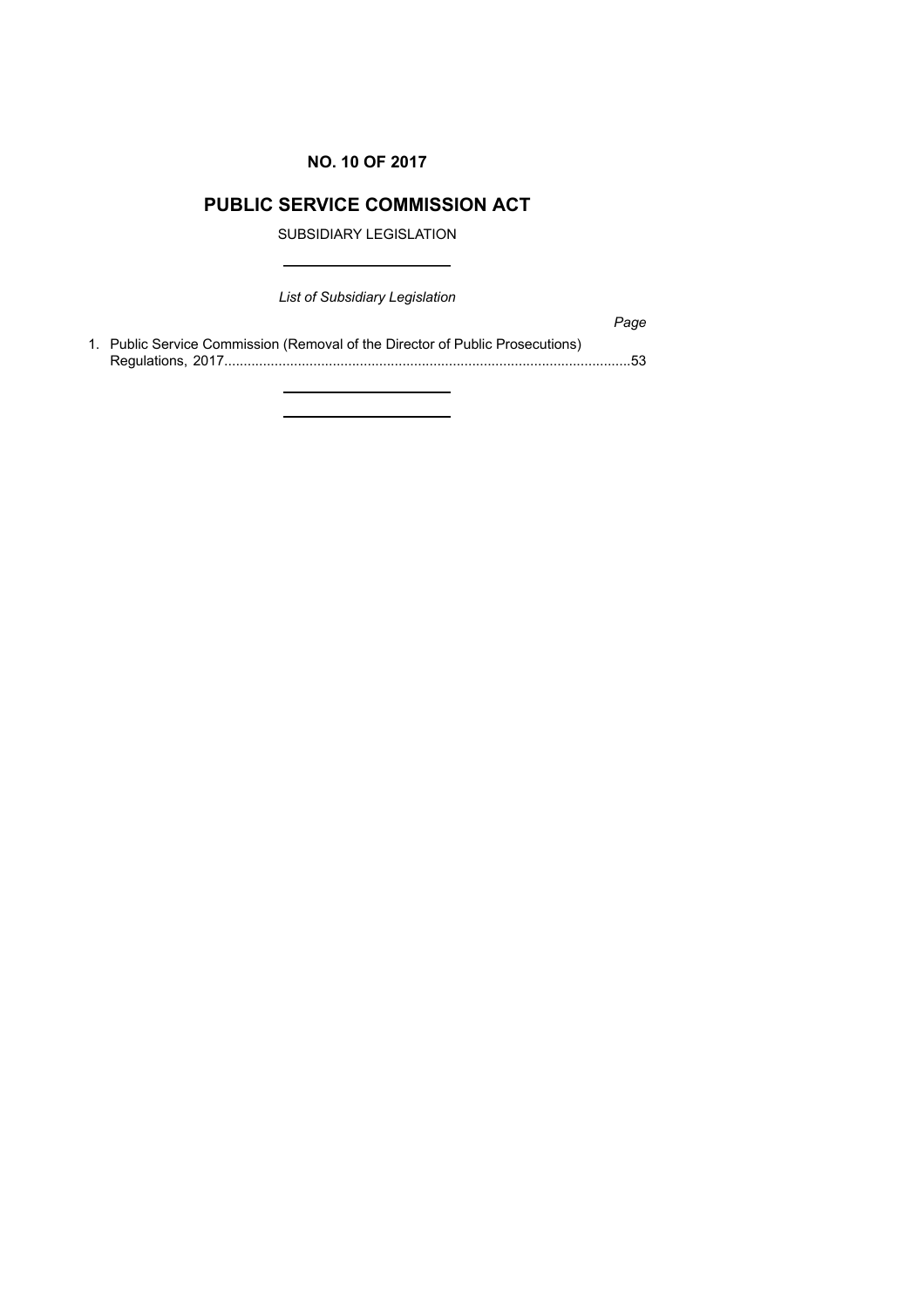## NO. 10 OF 2017

# PUBLIC SERVICE COMMISSION ACT

SUBSIDIARY LEGISLATION

---

*List of Subsidiary Legislation*

| | *Page* |
|---|---|
| 1. Public Service Commission (Removal of the Director of Public Prosecutions) Regulations, 2017 | 53 |

---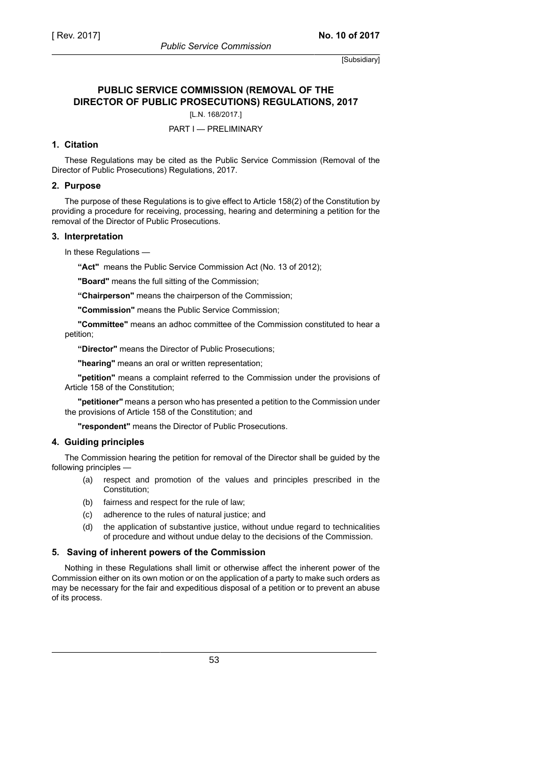[Subsidiary]

# PUBLIC SERVICE COMMISSION (REMOVAL OF THE DIRECTOR OF PUBLIC PROSECUTIONS) REGULATIONS, 2017

[L.N. 168/2017.]

PART I — PRELIMINARY

### 1. Citation

These Regulations may be cited as the Public Service Commission (Removal of the Director of Public Prosecutions) Regulations, 2017.

### 2. Purpose

The purpose of these Regulations is to give effect to Article 158(2) of the Constitution by providing a procedure for receiving, processing, hearing and determining a petition for the removal of the Director of Public Prosecutions.

### 3. Interpretation

In these Regulations —

**"Act"** means the Public Service Commission Act (No. 13 of 2012);

**"Board"** means the full sitting of the Commission;

**"Chairperson"** means the chairperson of the Commission;

**"Commission"** means the Public Service Commission;

**"Committee"** means an adhoc committee of the Commission constituted to hear a petition;

**"Director"** means the Director of Public Prosecutions;

**"hearing"** means an oral or written representation;

**"petition"** means a complaint referred to the Commission under the provisions of Article 158 of the Constitution;

**"petitioner"** means a person who has presented a petition to the Commission under the provisions of Article 158 of the Constitution; and

**"respondent"** means the Director of Public Prosecutions.

### 4. Guiding principles

The Commission hearing the petition for removal of the Director shall be guided by the following principles —

(a) respect and promotion of the values and principles prescribed in the Constitution;

(b) fairness and respect for the rule of law;

(c) adherence to the rules of natural justice; and

(d) the application of substantive justice, without undue regard to technicalities of procedure and without undue delay to the decisions of the Commission.

### 5. Saving of inherent powers of the Commission

Nothing in these Regulations shall limit or otherwise affect the inherent power of the Commission either on its own motion or on the application of a party to make such orders as may be necessary for the fair and expeditious disposal of a petition or to prevent an abuse of its process.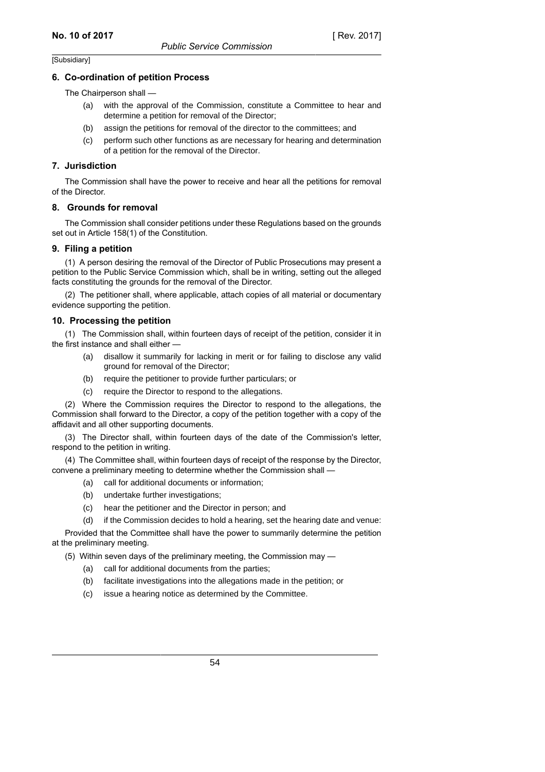[Subsidiary]

### 6. Co-ordination of petition Process

The Chairperson shall —

(a) with the approval of the Commission, constitute a Committee to hear and determine a petition for removal of the Director;

(b) assign the petitions for removal of the director to the committees; and

(c) perform such other functions as are necessary for hearing and determination of a petition for the removal of the Director.

### 7. Jurisdiction

The Commission shall have the power to receive and hear all the petitions for removal of the Director.

### 8. Grounds for removal

The Commission shall consider petitions under these Regulations based on the grounds set out in Article 158(1) of the Constitution.

### 9. Filing a petition

(1) A person desiring the removal of the Director of Public Prosecutions may present a petition to the Public Service Commission which, shall be in writing, setting out the alleged facts constituting the grounds for the removal of the Director.

(2) The petitioner shall, where applicable, attach copies of all material or documentary evidence supporting the petition.

### 10. Processing the petition

(1) The Commission shall, within fourteen days of receipt of the petition, consider it in the first instance and shall either —

(a) disallow it summarily for lacking in merit or for failing to disclose any valid ground for removal of the Director;

(b) require the petitioner to provide further particulars; or

(c) require the Director to respond to the allegations.

(2) Where the Commission requires the Director to respond to the allegations, the Commission shall forward to the Director, a copy of the petition together with a copy of the affidavit and all other supporting documents.

(3) The Director shall, within fourteen days of the date of the Commission's letter, respond to the petition in writing.

(4) The Committee shall, within fourteen days of receipt of the response by the Director, convene a preliminary meeting to determine whether the Commission shall —

(a) call for additional documents or information;

(b) undertake further investigations;

(c) hear the petitioner and the Director in person; and

(d) if the Commission decides to hold a hearing, set the hearing date and venue:

Provided that the Committee shall have the power to summarily determine the petition at the preliminary meeting.

(5) Within seven days of the preliminary meeting, the Commission may —

(a) call for additional documents from the parties;

(b) facilitate investigations into the allegations made in the petition; or

(c) issue a hearing notice as determined by the Committee.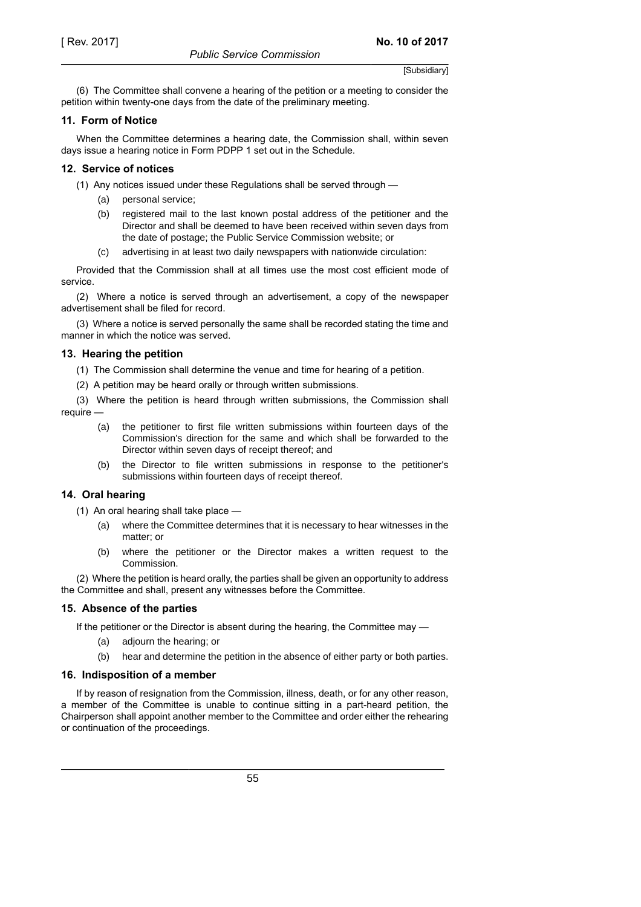(6) The Committee shall convene a hearing of the petition or a meeting to consider the petition within twenty-one days from the date of the preliminary meeting.

### 11. Form of Notice

When the Committee determines a hearing date, the Commission shall, within seven days issue a hearing notice in Form PDPP 1 set out in the Schedule.

### 12. Service of notices

(1) Any notices issued under these Regulations shall be served through —

- (a) personal service;
- (b) registered mail to the last known postal address of the petitioner and the Director and shall be deemed to have been received within seven days from the date of postage; the Public Service Commission website; or
- (c) advertising in at least two daily newspapers with nationwide circulation:

Provided that the Commission shall at all times use the most cost efficient mode of service.

(2) Where a notice is served through an advertisement, a copy of the newspaper advertisement shall be filed for record.

(3) Where a notice is served personally the same shall be recorded stating the time and manner in which the notice was served.

### 13. Hearing the petition

(1) The Commission shall determine the venue and time for hearing of a petition.

(2) A petition may be heard orally or through written submissions.

(3) Where the petition is heard through written submissions, the Commission shall require —

- (a) the petitioner to first file written submissions within fourteen days of the Commission's direction for the same and which shall be forwarded to the Director within seven days of receipt thereof; and
- (b) the Director to file written submissions in response to the petitioner's submissions within fourteen days of receipt thereof.

### 14. Oral hearing

(1) An oral hearing shall take place —

- (a) where the Committee determines that it is necessary to hear witnesses in the matter; or
- (b) where the petitioner or the Director makes a written request to the Commission.

(2) Where the petition is heard orally, the parties shall be given an opportunity to address the Committee and shall, present any witnesses before the Committee.

### 15. Absence of the parties

If the petitioner or the Director is absent during the hearing, the Committee may —

- (a) adjourn the hearing; or
- (b) hear and determine the petition in the absence of either party or both parties.

### 16. Indisposition of a member

If by reason of resignation from the Commission, illness, death, or for any other reason, a member of the Committee is unable to continue sitting in a part-heard petition, the Chairperson shall appoint another member to the Committee and order either the rehearing or continuation of the proceedings.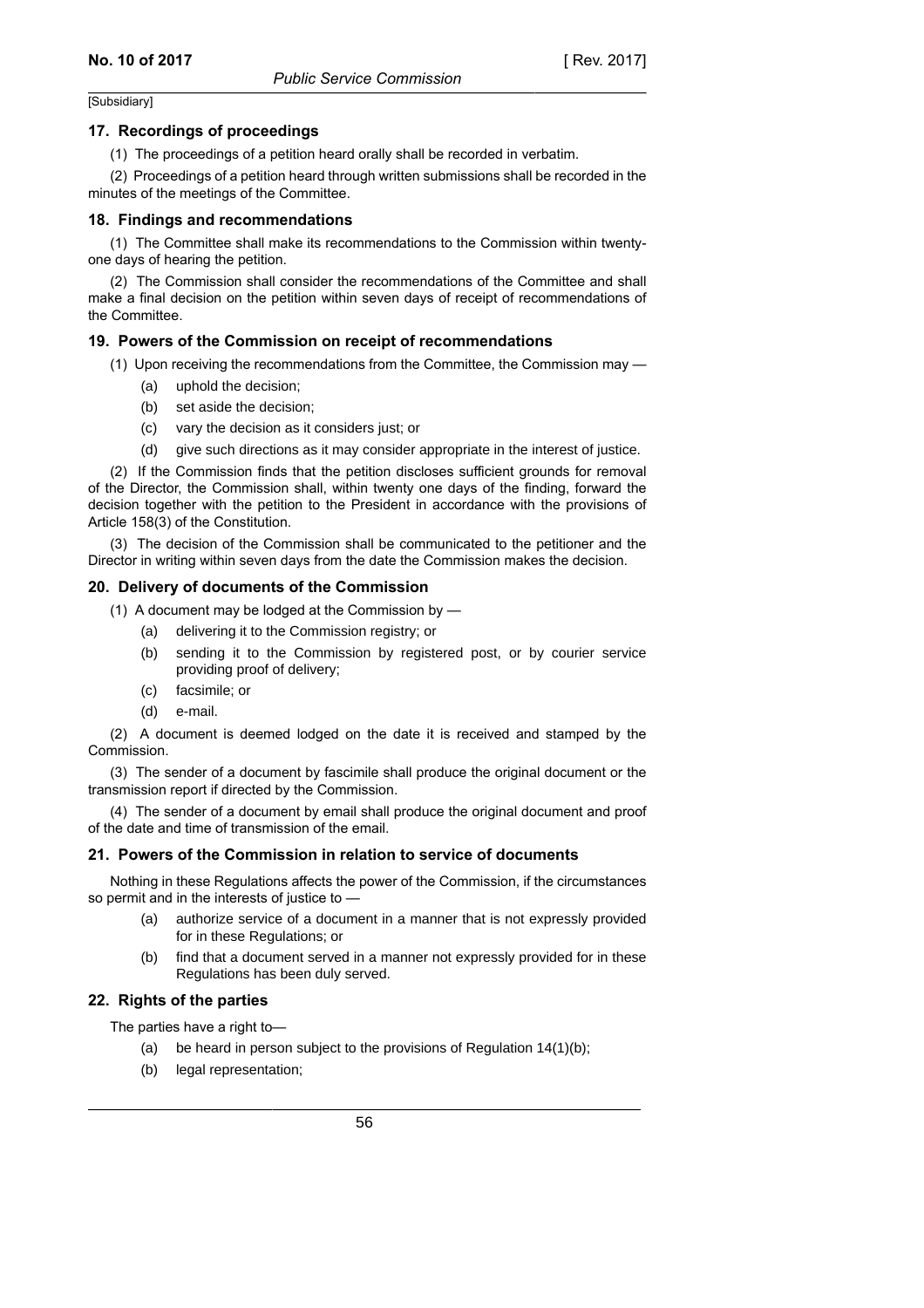[Subsidiary]

### 17. Recordings of proceedings

(1) The proceedings of a petition heard orally shall be recorded in verbatim.

(2) Proceedings of a petition heard through written submissions shall be recorded in the minutes of the meetings of the Committee.

### 18. Findings and recommendations

(1) The Committee shall make its recommendations to the Commission within twenty-one days of hearing the petition.

(2) The Commission shall consider the recommendations of the Committee and shall make a final decision on the petition within seven days of receipt of recommendations of the Committee.

### 19. Powers of the Commission on receipt of recommendations

(1) Upon receiving the recommendations from the Committee, the Commission may —

- (a) uphold the decision;
- (b) set aside the decision;
- (c) vary the decision as it considers just; or
- (d) give such directions as it may consider appropriate in the interest of justice.

(2) If the Commission finds that the petition discloses sufficient grounds for removal of the Director, the Commission shall, within twenty one days of the finding, forward the decision together with the petition to the President in accordance with the provisions of Article 158(3) of the Constitution.

(3) The decision of the Commission shall be communicated to the petitioner and the Director in writing within seven days from the date the Commission makes the decision.

### 20. Delivery of documents of the Commission

(1) A document may be lodged at the Commission by —

- (a) delivering it to the Commission registry; or
- (b) sending it to the Commission by registered post, or by courier service providing proof of delivery;
- (c) facsimile; or
- (d) e-mail.

(2) A document is deemed lodged on the date it is received and stamped by the Commission.

(3) The sender of a document by fascimile shall produce the original document or the transmission report if directed by the Commission.

(4) The sender of a document by email shall produce the original document and proof of the date and time of transmission of the email.

### 21. Powers of the Commission in relation to service of documents

Nothing in these Regulations affects the power of the Commission, if the circumstances so permit and in the interests of justice to —

- (a) authorize service of a document in a manner that is not expressly provided for in these Regulations; or
- (b) find that a document served in a manner not expressly provided for in these Regulations has been duly served.

### 22. Rights of the parties

The parties have a right to—

- (a) be heard in person subject to the provisions of Regulation 14(1)(b);
- (b) legal representation;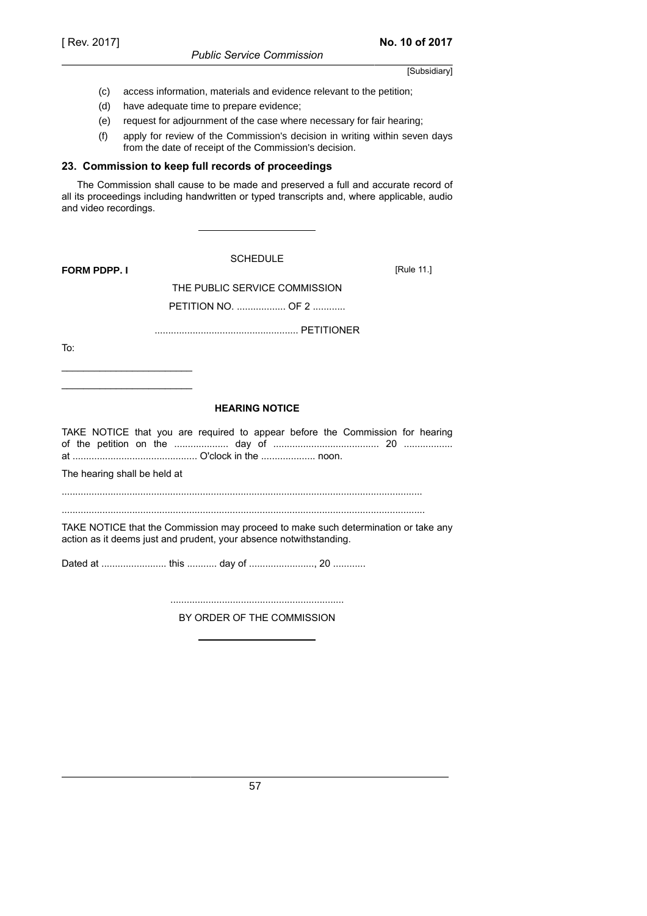(c) access information, materials and evidence relevant to the petition;

(d) have adequate time to prepare evidence;

(e) request for adjournment of the case where necessary for fair hearing;

(f) apply for review of the Commission's decision in writing within seven days from the date of receipt of the Commission's decision.

## 23. Commission to keep full records of proceedings

The Commission shall cause to be made and preserved a full and accurate record of all its proceedings including handwritten or typed transcripts and, where applicable, audio and video recordings.

---

SCHEDULE

**FORM PDPP. I** [Rule 11.]

THE PUBLIC SERVICE COMMISSION

PETITION NO. .................. OF 2 ............

.................................................... PETITIONER

To:

________________________

________________________

**HEARING NOTICE**

TAKE NOTICE that you are required to appear before the Commission for hearing of the petition on the .................... day of ....................................... 20 .................. at .............................................. O'clock in the .................... noon.

The hearing shall be held at

.....................................................................................................................................

.....................................................................................................................................

TAKE NOTICE that the Commission may proceed to make such determination or take any action as it deems just and prudent, your absence notwithstanding.

Dated at ........................ this ........... day of ........................, 20 ............

................................................................

BY ORDER OF THE COMMISSION